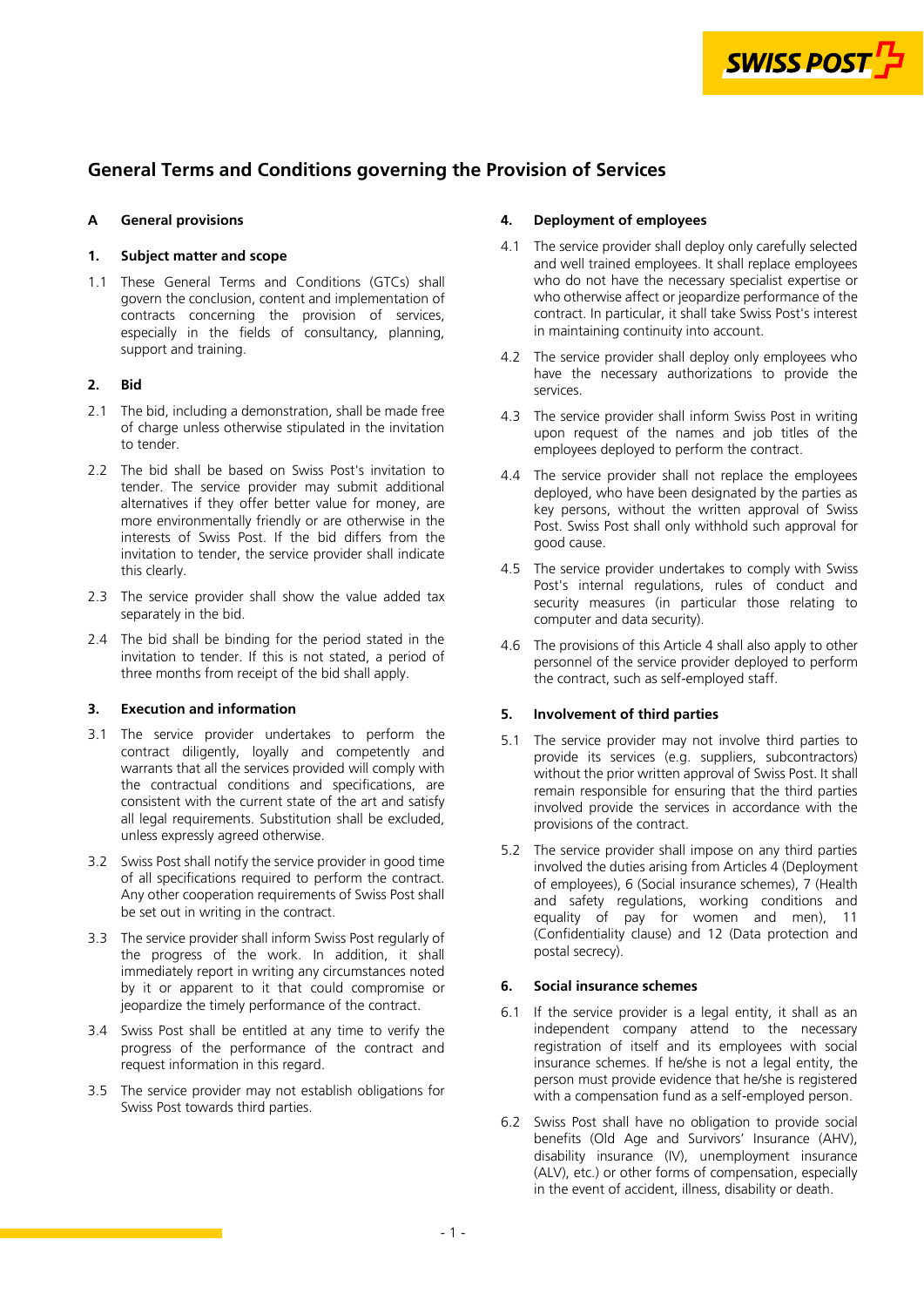# General Terms and Conditions governing the Provision of Services

## A General provisions

### 1. Subject matter and scope

1.1 These General Terms and Conditions (GTCs) shall govern the conclusion, content and implementation of contracts concerning the provision of services, especially in the fields of consultancy, planning, support and training.

### 2. Bid

2.1 The bid, including a demonstration, shall be made free of charge unless otherwise stipulated in the invitation to tender.

2.2 The bid shall be based on Swiss Post's invitation to tender. The service provider may submit additional alternatives if they offer better value for money, are more environmentally friendly or are otherwise in the interests of Swiss Post. If the bid differs from the invitation to tender, the service provider shall indicate this clearly.

2.3 The service provider shall show the value added tax separately in the bid.

2.4 The bid shall be binding for the period stated in the invitation to tender. If this is not stated, a period of three months from receipt of the bid shall apply.

### 3. Execution and information

3.1 The service provider undertakes to perform the contract diligently, loyally and competently and warrants that all the services provided will comply with the contractual conditions and specifications, are consistent with the current state of the art and satisfy all legal requirements. Substitution shall be excluded, unless expressly agreed otherwise.

3.2 Swiss Post shall notify the service provider in good time of all specifications required to perform the contract. Any other cooperation requirements of Swiss Post shall be set out in writing in the contract.

3.3 The service provider shall inform Swiss Post regularly of the progress of the work. In addition, it shall immediately report in writing any circumstances noted by it or apparent to it that could compromise or jeopardize the timely performance of the contract.

3.4 Swiss Post shall be entitled at any time to verify the progress of the performance of the contract and request information in this regard.

3.5 The service provider may not establish obligations for Swiss Post towards third parties.

### 4. Deployment of employees

4.1 The service provider shall deploy only carefully selected and well trained employees. It shall replace employees who do not have the necessary specialist expertise or who otherwise affect or jeopardize performance of the contract. In particular, it shall take Swiss Post's interest in maintaining continuity into account.

4.2 The service provider shall deploy only employees who have the necessary authorizations to provide the services.

4.3 The service provider shall inform Swiss Post in writing upon request of the names and job titles of the employees deployed to perform the contract.

4.4 The service provider shall not replace the employees deployed, who have been designated by the parties as key persons, without the written approval of Swiss Post. Swiss Post shall only withhold such approval for good cause.

4.5 The service provider undertakes to comply with Swiss Post's internal regulations, rules of conduct and security measures (in particular those relating to computer and data security).

4.6 The provisions of this Article 4 shall also apply to other personnel of the service provider deployed to perform the contract, such as self-employed staff.

### 5. Involvement of third parties

5.1 The service provider may not involve third parties to provide its services (e.g. suppliers, subcontractors) without the prior written approval of Swiss Post. It shall remain responsible for ensuring that the third parties involved provide the services in accordance with the provisions of the contract.

5.2 The service provider shall impose on any third parties involved the duties arising from Articles 4 (Deployment of employees), 6 (Social insurance schemes), 7 (Health and safety regulations, working conditions and equality of pay for women and men), 11 (Confidentiality clause) and 12 (Data protection and postal secrecy).

### 6. Social insurance schemes

6.1 If the service provider is a legal entity, it shall as an independent company attend to the necessary registration of itself and its employees with social insurance schemes. If he/she is not a legal entity, the person must provide evidence that he/she is registered with a compensation fund as a self-employed person.

6.2 Swiss Post shall have no obligation to provide social benefits (Old Age and Survivors' Insurance (AHV), disability insurance (IV), unemployment insurance (ALV), etc.) or other forms of compensation, especially in the event of accident, illness, disability or death.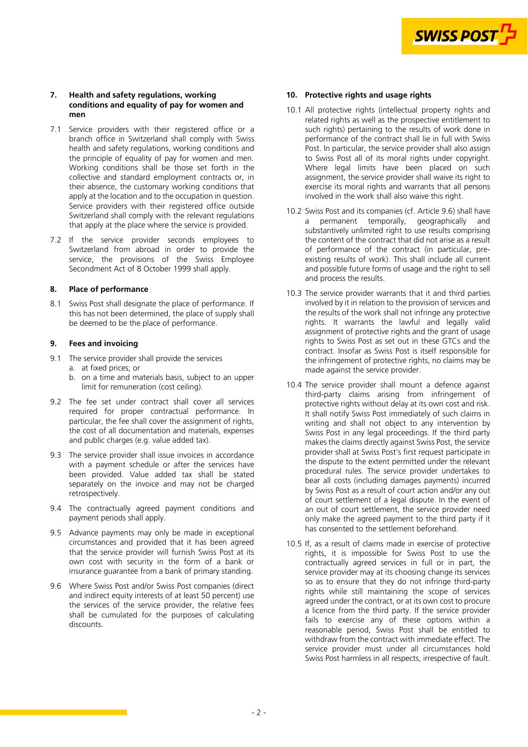## 7. Health and safety regulations, working conditions and equality of pay for women and men

7.1 Service providers with their registered office or a branch office in Switzerland shall comply with Swiss health and safety regulations, working conditions and the principle of equality of pay for women and men. Working conditions shall be those set forth in the collective and standard employment contracts or, in their absence, the customary working conditions that apply at the location and to the occupation in question. Service providers with their registered office outside Switzerland shall comply with the relevant regulations that apply at the place where the service is provided.

7.2 If the service provider seconds employees to Switzerland from abroad in order to provide the service, the provisions of the Swiss Employee Secondment Act of 8 October 1999 shall apply.

## 8. Place of performance

8.1 Swiss Post shall designate the place of performance. If this has not been determined, the place of supply shall be deemed to be the place of performance.

## 9. Fees and invoicing

9.1 The service provider shall provide the services
   a. at fixed prices; or
   b. on a time and materials basis, subject to an upper limit for remuneration (cost ceiling).

9.2 The fee set under contract shall cover all services required for proper contractual performance. In particular, the fee shall cover the assignment of rights, the cost of all documentation and materials, expenses and public charges (e.g. value added tax).

9.3 The service provider shall issue invoices in accordance with a payment schedule or after the services have been provided. Value added tax shall be stated separately on the invoice and may not be charged retrospectively.

9.4 The contractually agreed payment conditions and payment periods shall apply.

9.5 Advance payments may only be made in exceptional circumstances and provided that it has been agreed that the service provider will furnish Swiss Post at its own cost with security in the form of a bank or insurance guarantee from a bank of primary standing.

9.6 Where Swiss Post and/or Swiss Post companies (direct and indirect equity interests of at least 50 percent) use the services of the service provider, the relative fees shall be cumulated for the purposes of calculating discounts.

## 10. Protective rights and usage rights

10.1 All protective rights (intellectual property rights and related rights as well as the prospective entitlement to such rights) pertaining to the results of work done in performance of the contract shall lie in full with Swiss Post. In particular, the service provider shall also assign to Swiss Post all of its moral rights under copyright. Where legal limits have been placed on such assignment, the service provider shall waive its right to exercise its moral rights and warrants that all persons involved in the work shall also waive this right.

10.2 Swiss Post and its companies (cf. Article 9.6) shall have a permanent temporally, geographically and substantively unlimited right to use results comprising the content of the contract that did not arise as a result of performance of the contract (in particular, pre-existing results of work). This shall include all current and possible future forms of usage and the right to sell and process the results.

10.3 The service provider warrants that it and third parties involved by it in relation to the provision of services and the results of the work shall not infringe any protective rights. It warrants the lawful and legally valid assignment of protective rights and the grant of usage rights to Swiss Post as set out in these GTCs and the contract. Insofar as Swiss Post is itself responsible for the infringement of protective rights, no claims may be made against the service provider.

10.4 The service provider shall mount a defence against third-party claims arising from infringement of protective rights without delay at its own cost and risk. It shall notify Swiss Post immediately of such claims in writing and shall not object to any intervention by Swiss Post in any legal proceedings. If the third party makes the claims directly against Swiss Post, the service provider shall at Swiss Post's first request participate in the dispute to the extent permitted under the relevant procedural rules. The service provider undertakes to bear all costs (including damages payments) incurred by Swiss Post as a result of court action and/or any out of court settlement of a legal dispute. In the event of an out of court settlement, the service provider need only make the agreed payment to the third party if it has consented to the settlement beforehand.

10.5 If, as a result of claims made in exercise of protective rights, it is impossible for Swiss Post to use the contractually agreed services in full or in part, the service provider may at its choosing change its services so as to ensure that they do not infringe third-party rights while still maintaining the scope of services agreed under the contract, or at its own cost to procure a licence from the third party. If the service provider fails to exercise any of these options within a reasonable period, Swiss Post shall be entitled to withdraw from the contract with immediate effect. The service provider must under all circumstances hold Swiss Post harmless in all respects, irrespective of fault.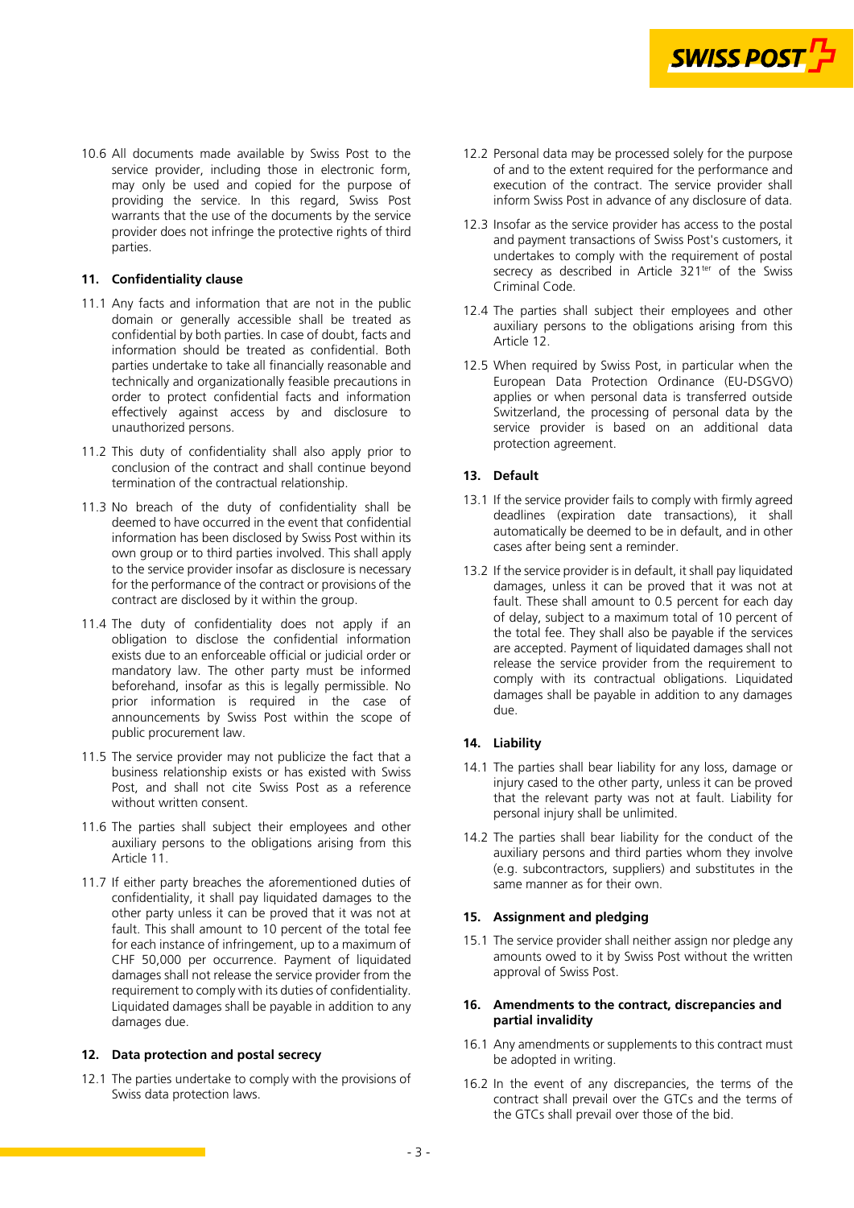10.6 All documents made available by Swiss Post to the service provider, including those in electronic form, may only be used and copied for the purpose of providing the service. In this regard, Swiss Post warrants that the use of the documents by the service provider does not infringe the protective rights of third parties.

## 11. Confidentiality clause

11.1 Any facts and information that are not in the public domain or generally accessible shall be treated as confidential by both parties. In case of doubt, facts and information should be treated as confidential. Both parties undertake to take all financially reasonable and technically and organizationally feasible precautions in order to protect confidential facts and information effectively against access by and disclosure to unauthorized persons.

11.2 This duty of confidentiality shall also apply prior to conclusion of the contract and shall continue beyond termination of the contractual relationship.

11.3 No breach of the duty of confidentiality shall be deemed to have occurred in the event that confidential information has been disclosed by Swiss Post within its own group or to third parties involved. This shall apply to the service provider insofar as disclosure is necessary for the performance of the contract or provisions of the contract are disclosed by it within the group.

11.4 The duty of confidentiality does not apply if an obligation to disclose the confidential information exists due to an enforceable official or judicial order or mandatory law. The other party must be informed beforehand, insofar as this is legally permissible. No prior information is required in the case of announcements by Swiss Post within the scope of public procurement law.

11.5 The service provider may not publicize the fact that a business relationship exists or has existed with Swiss Post, and shall not cite Swiss Post as a reference without written consent.

11.6 The parties shall subject their employees and other auxiliary persons to the obligations arising from this Article 11.

11.7 If either party breaches the aforementioned duties of confidentiality, it shall pay liquidated damages to the other party unless it can be proved that it was not at fault. This shall amount to 10 percent of the total fee for each instance of infringement, up to a maximum of CHF 50,000 per occurrence. Payment of liquidated damages shall not release the service provider from the requirement to comply with its duties of confidentiality. Liquidated damages shall be payable in addition to any damages due.

## 12. Data protection and postal secrecy

12.1 The parties undertake to comply with the provisions of Swiss data protection laws.

12.2 Personal data may be processed solely for the purpose of and to the extent required for the performance and execution of the contract. The service provider shall inform Swiss Post in advance of any disclosure of data.

12.3 Insofar as the service provider has access to the postal and payment transactions of Swiss Post's customers, it undertakes to comply with the requirement of postal secrecy as described in Article 321ter of the Swiss Criminal Code.

12.4 The parties shall subject their employees and other auxiliary persons to the obligations arising from this Article 12.

12.5 When required by Swiss Post, in particular when the European Data Protection Ordinance (EU-DSGVO) applies or when personal data is transferred outside Switzerland, the processing of personal data by the service provider is based on an additional data protection agreement.

## 13. Default

13.1 If the service provider fails to comply with firmly agreed deadlines (expiration date transactions), it shall automatically be deemed to be in default, and in other cases after being sent a reminder.

13.2 If the service provider is in default, it shall pay liquidated damages, unless it can be proved that it was not at fault. These shall amount to 0.5 percent for each day of delay, subject to a maximum total of 10 percent of the total fee. They shall also be payable if the services are accepted. Payment of liquidated damages shall not release the service provider from the requirement to comply with its contractual obligations. Liquidated damages shall be payable in addition to any damages due.

## 14. Liability

14.1 The parties shall bear liability for any loss, damage or injury cased to the other party, unless it can be proved that the relevant party was not at fault. Liability for personal injury shall be unlimited.

14.2 The parties shall bear liability for the conduct of the auxiliary persons and third parties whom they involve (e.g. subcontractors, suppliers) and substitutes in the same manner as for their own.

## 15. Assignment and pledging

15.1 The service provider shall neither assign nor pledge any amounts owed to it by Swiss Post without the written approval of Swiss Post.

## 16. Amendments to the contract, discrepancies and partial invalidity

16.1 Any amendments or supplements to this contract must be adopted in writing.

16.2 In the event of any discrepancies, the terms of the contract shall prevail over the GTCs and the terms of the GTCs shall prevail over those of the bid.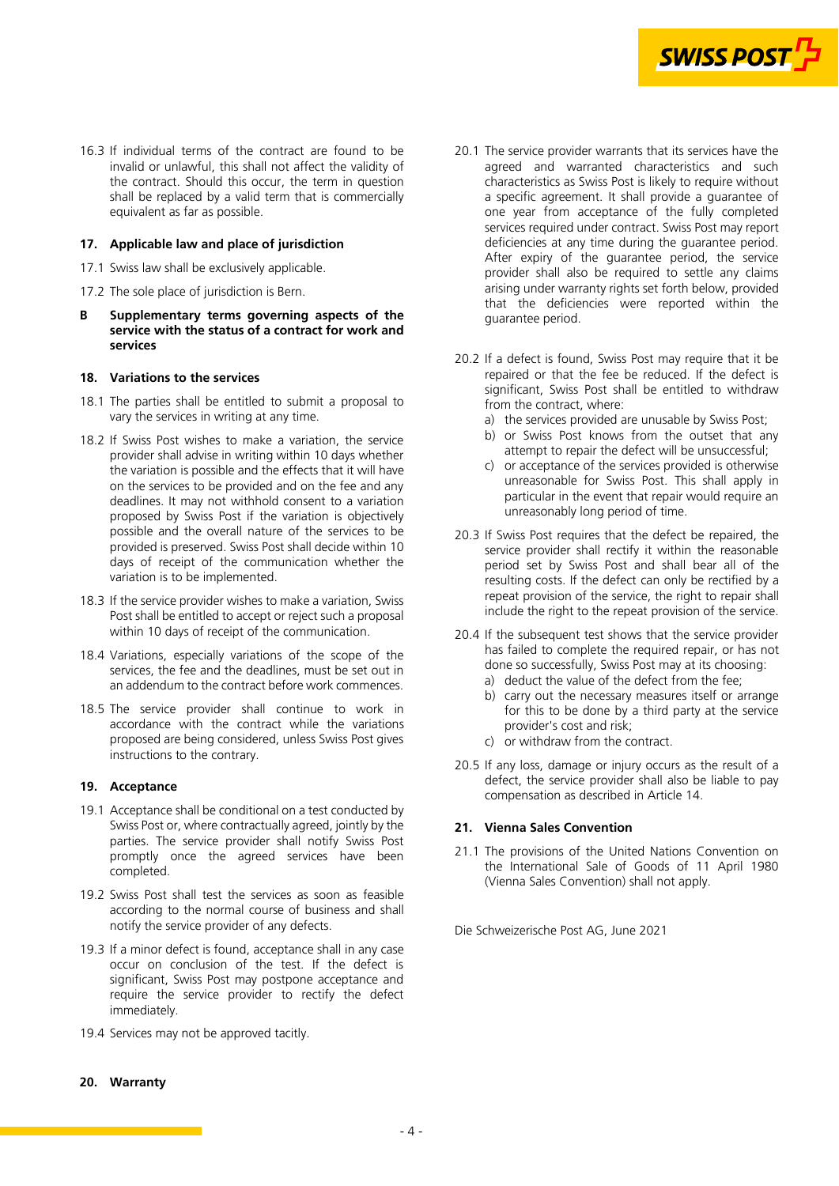16.3 If individual terms of the contract are found to be invalid or unlawful, this shall not affect the validity of the contract. Should this occur, the term in question shall be replaced by a valid term that is commercially equivalent as far as possible.

### 17. Applicable law and place of jurisdiction

17.1 Swiss law shall be exclusively applicable.

17.2 The sole place of jurisdiction is Bern.

## B Supplementary terms governing aspects of the service with the status of a contract for work and services

### 18. Variations to the services

18.1 The parties shall be entitled to submit a proposal to vary the services in writing at any time.

18.2 If Swiss Post wishes to make a variation, the service provider shall advise in writing within 10 days whether the variation is possible and the effects that it will have on the services to be provided and on the fee and any deadlines. It may not withhold consent to a variation proposed by Swiss Post if the variation is objectively possible and the overall nature of the services to be provided is preserved. Swiss Post shall decide within 10 days of receipt of the communication whether the variation is to be implemented.

18.3 If the service provider wishes to make a variation, Swiss Post shall be entitled to accept or reject such a proposal within 10 days of receipt of the communication.

18.4 Variations, especially variations of the scope of the services, the fee and the deadlines, must be set out in an addendum to the contract before work commences.

18.5 The service provider shall continue to work in accordance with the contract while the variations proposed are being considered, unless Swiss Post gives instructions to the contrary.

### 19. Acceptance

19.1 Acceptance shall be conditional on a test conducted by Swiss Post or, where contractually agreed, jointly by the parties. The service provider shall notify Swiss Post promptly once the agreed services have been completed.

19.2 Swiss Post shall test the services as soon as feasible according to the normal course of business and shall notify the service provider of any defects.

19.3 If a minor defect is found, acceptance shall in any case occur on conclusion of the test. If the defect is significant, Swiss Post may postpone acceptance and require the service provider to rectify the defect immediately.

19.4 Services may not be approved tacitly.

### 20. Warranty

20.1 The service provider warrants that its services have the agreed and warranted characteristics and such characteristics as Swiss Post is likely to require without a specific agreement. It shall provide a guarantee of one year from acceptance of the fully completed services required under contract. Swiss Post may report deficiencies at any time during the guarantee period. After expiry of the guarantee period, the service provider shall also be required to settle any claims arising under warranty rights set forth below, provided that the deficiencies were reported within the guarantee period.

20.2 If a defect is found, Swiss Post may require that it be repaired or that the fee be reduced. If the defect is significant, Swiss Post shall be entitled to withdraw from the contract, where:

a) the services provided are unusable by Swiss Post;
b) or Swiss Post knows from the outset that any attempt to repair the defect will be unsuccessful;
c) or acceptance of the services provided is otherwise unreasonable for Swiss Post. This shall apply in particular in the event that repair would require an unreasonably long period of time.

20.3 If Swiss Post requires that the defect be repaired, the service provider shall rectify it within the reasonable period set by Swiss Post and shall bear all of the resulting costs. If the defect can only be rectified by a repeat provision of the service, the right to repair shall include the right to the repeat provision of the service.

20.4 If the subsequent test shows that the service provider has failed to complete the required repair, or has not done so successfully, Swiss Post may at its choosing:

a) deduct the value of the defect from the fee;
b) carry out the necessary measures itself or arrange for this to be done by a third party at the service provider's cost and risk;
c) or withdraw from the contract.

20.5 If any loss, damage or injury occurs as the result of a defect, the service provider shall also be liable to pay compensation as described in Article 14.

### 21. Vienna Sales Convention

21.1 The provisions of the United Nations Convention on the International Sale of Goods of 11 April 1980 (Vienna Sales Convention) shall not apply.

Die Schweizerische Post AG, June 2021